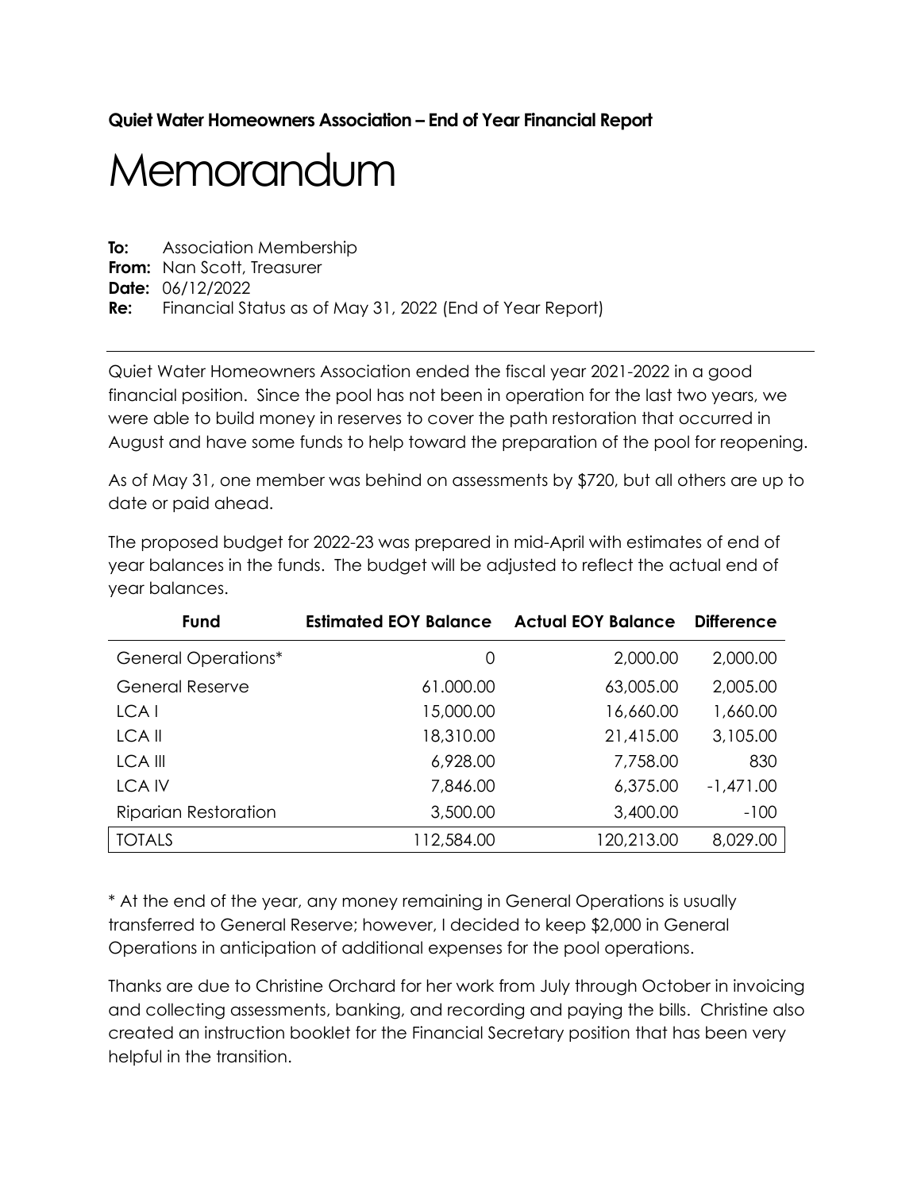**Quiet Water Homeowners Association – End of Year Financial Report**

# Memorandum

**To:** Association Membership
**From:** Nan Scott, Treasurer
**Date:** 06/12/2022
**Re:** Financial Status as of May 31, 2022 (End of Year Report)

---

Quiet Water Homeowners Association ended the fiscal year 2021-2022 in a good financial position. Since the pool has not been in operation for the last two years, we were able to build money in reserves to cover the path restoration that occurred in August and have some funds to help toward the preparation of the pool for reopening.

As of May 31, one member was behind on assessments by $720, but all others are up to date or paid ahead.

The proposed budget for 2022-23 was prepared in mid-April with estimates of end of year balances in the funds. The budget will be adjusted to reflect the actual end of year balances.

| Fund | Estimated EOY Balance | Actual EOY Balance | Difference |
|---|---:|---:|---:|
| General Operations* | 0 | 2,000.00 | 2,000.00 |
| General Reserve | 61.000.00 | 63,005.00 | 2,005.00 |
| LCA I | 15,000.00 | 16,660.00 | 1,660.00 |
| LCA II | 18,310.00 | 21,415.00 | 3,105.00 |
| LCA III | 6,928.00 | 7,758.00 | 830 |
| LCA IV | 7,846.00 | 6,375.00 | -1,471.00 |
| Riparian Restoration | 3,500.00 | 3,400.00 | -100 |
| TOTALS | 112,584.00 | 120,213.00 | 8,029.00 |

* At the end of the year, any money remaining in General Operations is usually transferred to General Reserve; however, I decided to keep $2,000 in General Operations in anticipation of additional expenses for the pool operations.

Thanks are due to Christine Orchard for her work from July through October in invoicing and collecting assessments, banking, and recording and paying the bills. Christine also created an instruction booklet for the Financial Secretary position that has been very helpful in the transition.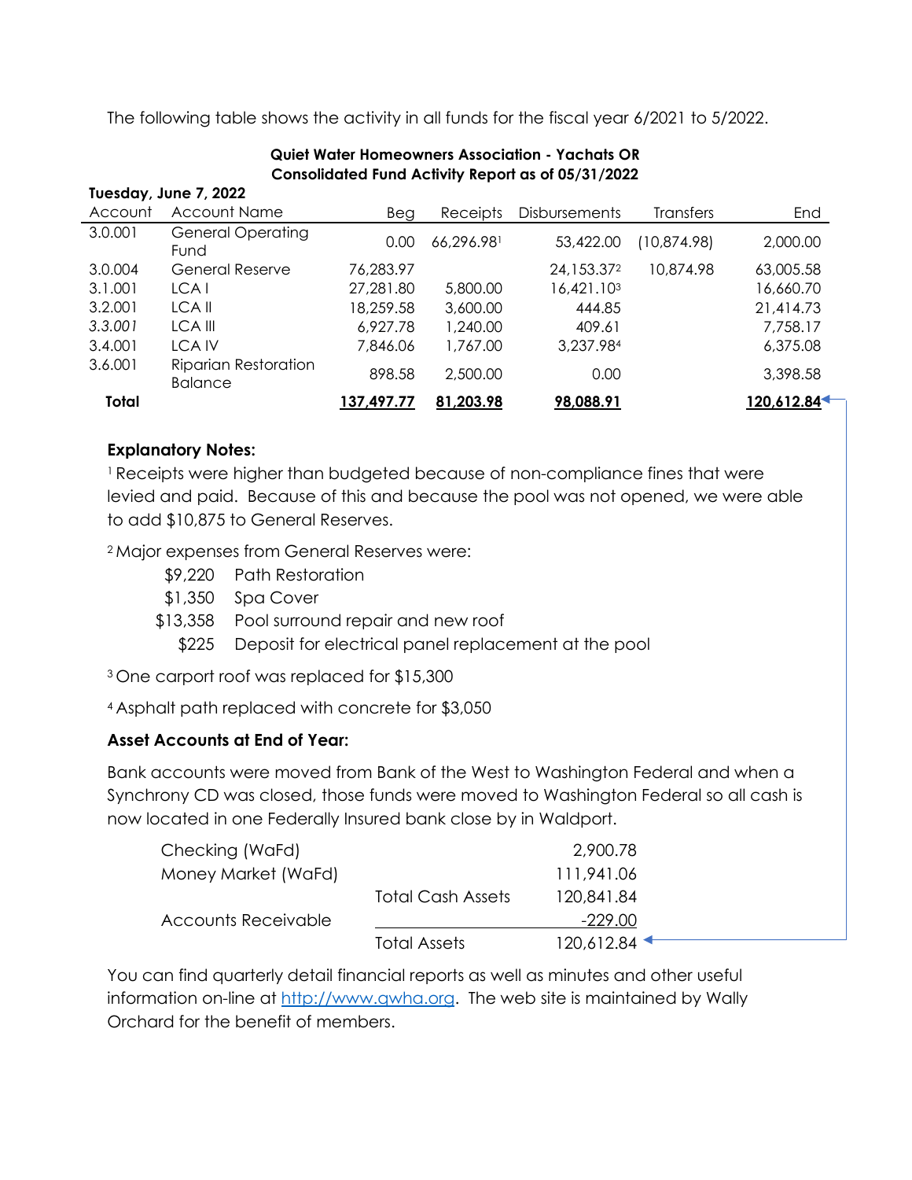The following table shows the activity in all funds for the fiscal year 6/2021 to 5/2022.

**Quiet Water Homeowners Association - Yachats OR**
**Consolidated Fund Activity Report as of 05/31/2022**

**Tuesday, June 7, 2022**

| Account | Account Name | Beg | Receipts | Disbursements | Transfers | End |
|---|---|---|---|---|---|---|
| 3.0.001 | General Operating Fund | 0.00 | 66,296.98[1] | 53,422.00 | (10,874.98) | 2,000.00 |
| 3.0.004 | General Reserve | 76,283.97 | | 24,153.37[2] | 10,874.98 | 63,005.58 |
| 3.1.001 | LCA I | 27,281.80 | 5,800.00 | 16,421.10[3] | | 16,660.70 |
| 3.2.001 | LCA II | 18,259.58 | 3,600.00 | 444.85 | | 21,414.73 |
| *3.3.001* | LCA III | 6,927.78 | 1,240.00 | 409.61 | | 7,758.17 |
| 3.4.001 | LCA IV | 7,846.06 | 1,767.00 | 3,237.98[4] | | 6,375.08 |
| 3.6.001 | Riparian Restoration Balance | 898.58 | 2,500.00 | 0.00 | | 3,398.58 |
| **Total** | | **137,497.77** | **81,203.98** | **98,088.91** | | **120,612.84** |

**Explanatory Notes:**

[1] Receipts were higher than budgeted because of non-compliance fines that were levied and paid. Because of this and because the pool was not opened, we were able to add $10,875 to General Reserves.

[2] Major expenses from General Reserves were:

| | |
|---|---|
| $9,220 | Path Restoration |
| $1,350 | Spa Cover |
| $13,358 | Pool surround repair and new roof |
| $225 | Deposit for electrical panel replacement at the pool |

[3] One carport roof was replaced for $15,300

[4] Asphalt path replaced with concrete for $3,050

**Asset Accounts at End of Year:**

Bank accounts were moved from Bank of the West to Washington Federal and when a Synchrony CD was closed, those funds were moved to Washington Federal so all cash is now located in one Federally Insured bank close by in Waldport.

| | | |
|---|---|---|
| Checking (WaFd) | | 2,900.78 |
| Money Market (WaFd) | | 111,941.06 |
| | Total Cash Assets | 120,841.84 |
| Accounts Receivable | | -229.00 |
| | Total Assets | 120,612.84 |

You can find quarterly detail financial reports as well as minutes and other useful information on-line at http://www.qwha.org. The web site is maintained by Wally Orchard for the benefit of members.